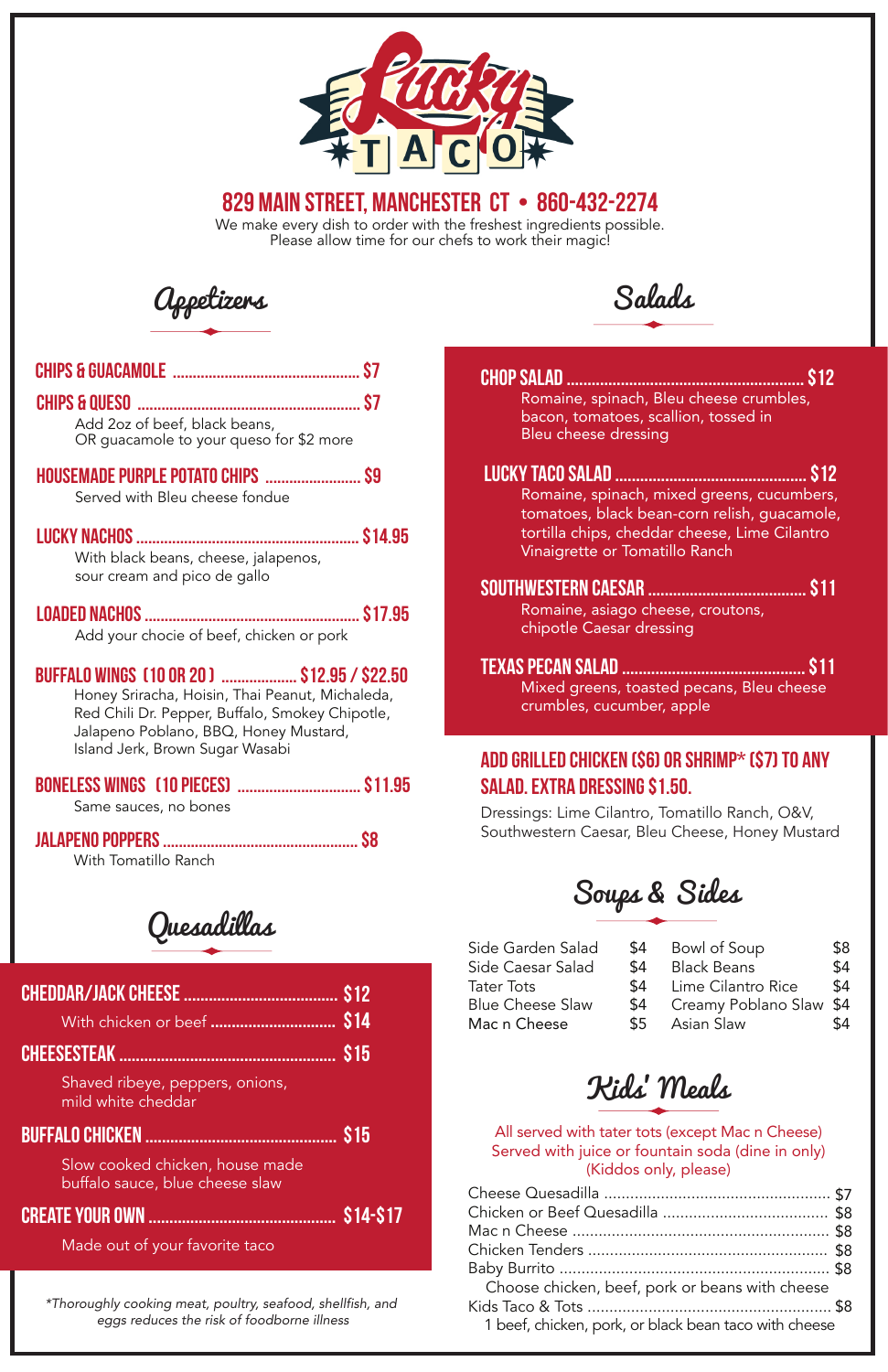# Lucky TACO

## 829 MAIN STREET, MANCHESTER CT • 860-432-2274

We make every dish to order with the freshest ingredients possible.
Please allow time for our chefs to work their magic!

## Appetizers

**CHIPS & GUACAMOLE** ........ $7

**CHIPS & QUESO** ........ $7
Add 2oz of beef, black beans, OR guacamole to your queso for $2 more

**HOUSEMADE PURPLE POTATO CHIPS** ........ $9
Served with Bleu cheese fondue

**LUCKY NACHOS** ........ $14.95
With black beans, cheese, jalapenos, sour cream and pico de gallo

**LOADED NACHOS** ........ $17.95
Add your chocie of beef, chicken or pork

**BUFFALO WINGS (10 OR 20)** ........ $12.95 / $22.50
Honey Sriracha, Hoisin, Thai Peanut, Michaleda, Red Chili Dr. Pepper, Buffalo, Smokey Chipotle, Jalapeno Poblano, BBQ, Honey Mustard, Island Jerk, Brown Sugar Wasabi

**BONELESS WINGS (10 PIECES)** ........ $11.95
Same sauces, no bones

**JALAPENO POPPERS** ........ $8
With Tomatillo Ranch

## Quesadillas

**CHEDDAR/JACK CHEESE** ........ $12
With chicken or beef ........ $14

**CHEESESTEAK** ........ $15
Shaved ribeye, peppers, onions, mild white cheddar

**BUFFALO CHICKEN** ........ $15
Slow cooked chicken, house made buffalo sauce, blue cheese slaw

**CREATE YOUR OWN** ........ $14-$17
Made out of your favorite taco

*\*Thoroughly cooking meat, poultry, seafood, shellfish, and eggs reduces the risk of foodborne illness*

## Salads

**CHOP SALAD** ........ $12
Romaine, spinach, Bleu cheese crumbles, bacon, tomatoes, scallion, tossed in Bleu cheese dressing

**LUCKY TACO SALAD** ........ $12
Romaine, spinach, mixed greens, cucumbers, tomatoes, black bean-corn relish, guacamole, tortilla chips, cheddar cheese, Lime Cilantro Vinaigrette or Tomatillo Ranch

**SOUTHWESTERN CAESAR** ........ $11
Romaine, asiago cheese, croutons, chipotle Caesar dressing

**TEXAS PECAN SALAD** ........ $11
Mixed greens, toasted pecans, Bleu cheese crumbles, cucumber, apple

**ADD GRILLED CHICKEN ($6) OR SHRIMP* ($7) TO ANY SALAD. EXTRA DRESSING $1.50.**

Dressings: Lime Cilantro, Tomatillo Ranch, O&V, Southwestern Caesar, Bleu Cheese, Honey Mustard

## Soups & Sides

| | | | |
|---|---|---|---|
| Side Garden Salad | $4 | Bowl of Soup | $8 |
| Side Caesar Salad | $4 | Black Beans | $4 |
| Tater Tots | $4 | Lime Cilantro Rice | $4 |
| Blue Cheese Slaw | $4 | Creamy Poblano Slaw | $4 |
| Mac n Cheese | $5 | Asian Slaw | $4 |

## Kids' Meals

All served with tater tots (except Mac n Cheese)
Served with juice or fountain soda (dine in only)
(Kiddos only, please)

Cheese Quesadilla ........ $7
Chicken or Beef Quesadilla ........ $8
Mac n Cheese ........ $8
Chicken Tenders ........ $8
Baby Burrito ........ $8
Choose chicken, beef, pork or beans with cheese
Kids Taco & Tots ........ $8
1 beef, chicken, pork, or black bean taco with cheese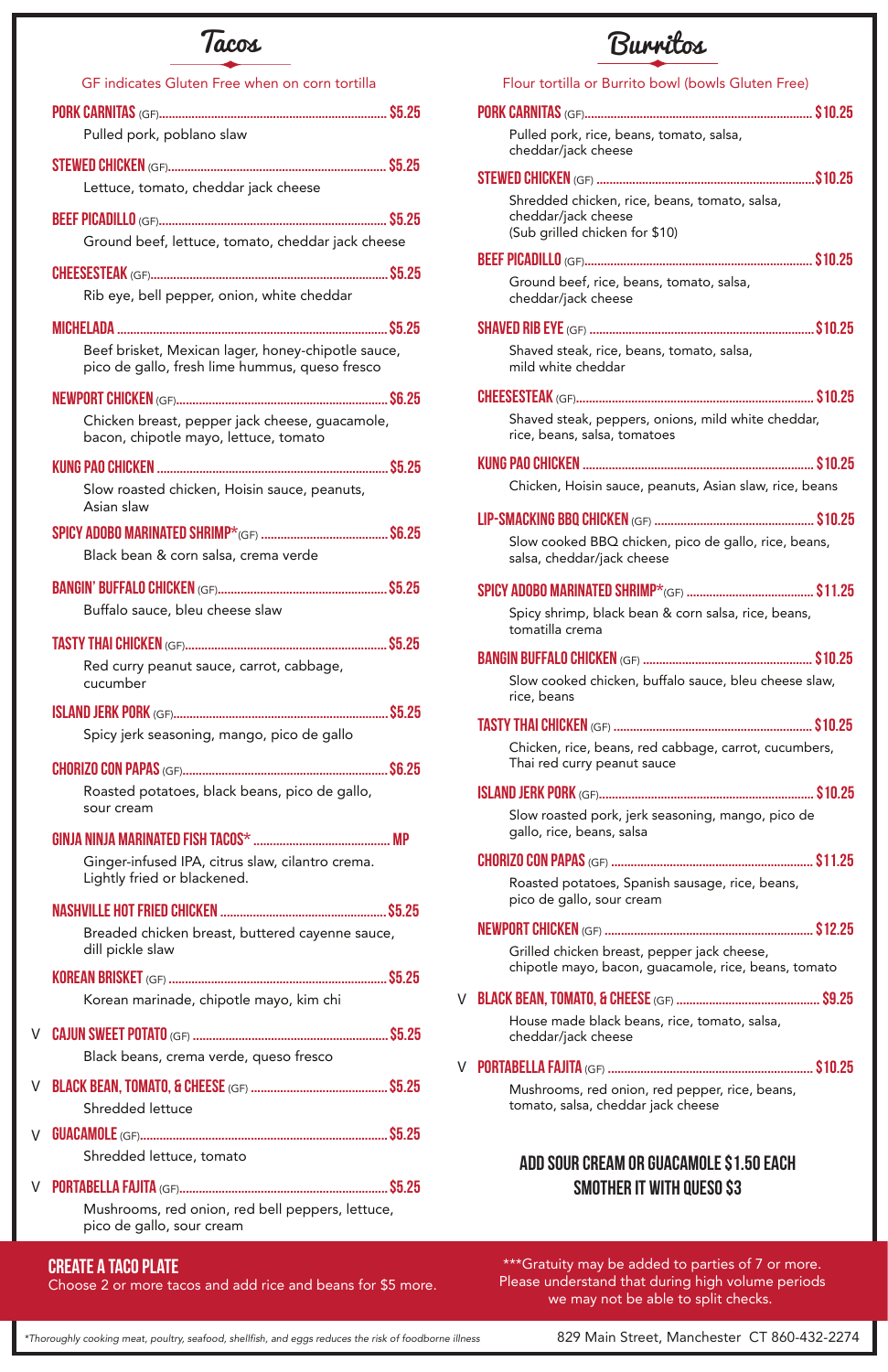# Tacos

GF indicates Gluten Free when on corn tortilla

**PORK CARNITAS** (GF) ..... **$5.25**
Pulled pork, poblano slaw

**STEWED CHICKEN** (GF) ..... **$5.25**
Lettuce, tomato, cheddar jack cheese

**BEEF PICADILLO** (GF) ..... **$5.25**
Ground beef, lettuce, tomato, cheddar jack cheese

**CHEESESTEAK** (GF) ..... **$5.25**
Rib eye, bell pepper, onion, white cheddar

**MICHELADA** ..... **$5.25**
Beef brisket, Mexican lager, honey-chipotle sauce, pico de gallo, fresh lime hummus, queso fresco

**NEWPORT CHICKEN** (GF) ..... **$6.25**
Chicken breast, pepper jack cheese, guacamole, bacon, chipotle mayo, lettuce, tomato

**KUNG PAO CHICKEN** ..... **$5.25**
Slow roasted chicken, Hoisin sauce, peanuts, Asian slaw

**SPICY ADOBO MARINATED SHRIMP*** (GF) ..... **$6.25**
Black bean & corn salsa, crema verde

**BANGIN' BUFFALO CHICKEN** (GF) ..... **$5.25**
Buffalo sauce, bleu cheese slaw

**TASTY THAI CHICKEN** (GF) ..... **$5.25**
Red curry peanut sauce, carrot, cabbage, cucumber

**ISLAND JERK PORK** (GF) ..... **$5.25**
Spicy jerk seasoning, mango, pico de gallo

**CHORIZO CON PAPAS** (GF) ..... **$6.25**
Roasted potatoes, black beans, pico de gallo, sour cream

**GINJA NINJA MARINATED FISH TACOS*** ..... **MP**
Ginger-infused IPA, citrus slaw, cilantro crema. Lightly fried or blackened.

**NASHVILLE HOT FRIED CHICKEN** ..... **$5.25**
Breaded chicken breast, buttered cayenne sauce, dill pickle slaw

**KOREAN BRISKET** (GF) ..... **$5.25**
Korean marinade, chipotle mayo, kim chi

V **CAJUN SWEET POTATO** (GF) ..... **$5.25**
Black beans, crema verde, queso fresco

V **BLACK BEAN, TOMATO, & CHEESE** (GF) ..... **$5.25**
Shredded lettuce

V **GUACAMOLE** (GF) ..... **$5.25**
Shredded lettuce, tomato

V **PORTABELLA FAJITA** (GF) ..... **$5.25**
Mushrooms, red onion, red bell peppers, lettuce, pico de gallo, sour cream

## CREATE A TACO PLATE

Choose 2 or more tacos and add rice and beans for $5 more.

# Burritos

Flour tortilla or Burrito bowl (bowls Gluten Free)

**PORK CARNITAS** (GF) ..... **$10.25**
Pulled pork, rice, beans, tomato, salsa, cheddar/jack cheese

**STEWED CHICKEN** (GF) ..... **$10.25**
Shredded chicken, rice, beans, tomato, salsa, cheddar/jack cheese
(Sub grilled chicken for $10)

**BEEF PICADILLO** (GF) ..... **$10.25**
Ground beef, rice, beans, tomato, salsa, cheddar/jack cheese

**SHAVED RIB EYE** (GF) ..... **$10.25**
Shaved steak, rice, beans, tomato, salsa, mild white cheddar

**CHEESESTEAK** (GF) ..... **$10.25**
Shaved steak, peppers, onions, mild white cheddar, rice, beans, salsa, tomatoes

**KUNG PAO CHICKEN** ..... **$10.25**
Chicken, Hoisin sauce, peanuts, Asian slaw, rice, beans

**LIP-SMACKING BBQ CHICKEN** (GF) ..... **$10.25**
Slow cooked BBQ chicken, pico de gallo, rice, beans, salsa, cheddar/jack cheese

**SPICY ADOBO MARINATED SHRIMP*** (GF) ..... **$11.25**
Spicy shrimp, black bean & corn salsa, rice, beans, tomatilla crema

**BANGIN BUFFALO CHICKEN** (GF) ..... **$10.25**
Slow cooked chicken, buffalo sauce, bleu cheese slaw, rice, beans

**TASTY THAI CHICKEN** (GF) ..... **$10.25**
Chicken, rice, beans, red cabbage, carrot, cucumbers, Thai red curry peanut sauce

**ISLAND JERK PORK** (GF) ..... **$10.25**
Slow roasted pork, jerk seasoning, mango, pico de gallo, rice, beans, salsa

**CHORIZO CON PAPAS** (GF) ..... **$11.25**
Roasted potatoes, Spanish sausage, rice, beans, pico de gallo, sour cream

**NEWPORT CHICKEN** (GF) ..... **$12.25**
Grilled chicken breast, pepper jack cheese, chipotle mayo, bacon, guacamole, rice, beans, tomato

V **BLACK BEAN, TOMATO, & CHEESE** (GF) ..... **$9.25**
House made black beans, rice, tomato, salsa, cheddar/jack cheese

V **PORTABELLA FAJITA** (GF) ..... **$10.25**
Mushrooms, red onion, red pepper, rice, beans, tomato, salsa, cheddar jack cheese

**ADD SOUR CREAM OR GUACAMOLE $1.50 EACH**
**SMOTHER IT WITH QUESO $3**

***Gratuity may be added to parties of 7 or more. Please understand that during high volume periods we may not be able to split checks.

*Thoroughly cooking meat, poultry, seafood, shellfish, and eggs reduces the risk of foodborne illness

829 Main Street, Manchester CT 860-432-2274